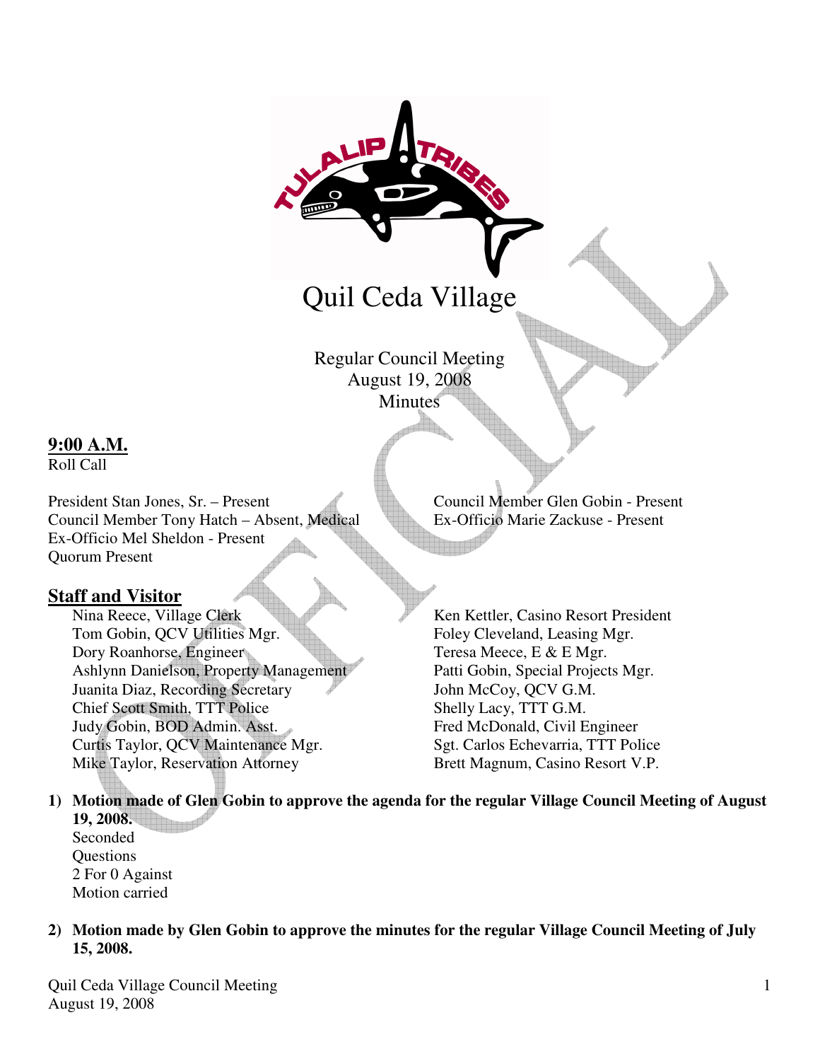# Quil Ceda Village

Regular Council Meeting
August 19, 2008
Minutes

## 9:00 A.M.

Roll Call

President Stan Jones, Sr. – Present
Council Member Tony Hatch – Absent, Medical
Ex-Officio Mel Sheldon - Present
Council Member Glen Gobin - Present
Ex-Officio Marie Zackuse - Present
Quorum Present

## Staff and Visitor

Nina Reece, Village Clerk
Tom Gobin, QCV Utilities Mgr.
Dory Roanhorse, Engineer
Ashlynn Danielson, Property Management
Juanita Diaz, Recording Secretary
Chief Scott Smith, TTT Police
Judy Gobin, BOD Admin. Asst.
Curtis Taylor, QCV Maintenance Mgr.
Mike Taylor, Reservation Attorney
Ken Kettler, Casino Resort President
Foley Cleveland, Leasing Mgr.
Teresa Meece, E & E Mgr.
Patti Gobin, Special Projects Mgr.
John McCoy, QCV G.M.
Shelly Lacy, TTT G.M.
Fred McDonald, Civil Engineer
Sgt. Carlos Echevarria, TTT Police
Brett Magnum, Casino Resort V.P.

1) **Motion made of Glen Gobin to approve the agenda for the regular Village Council Meeting of August 19, 2008.**
   Seconded
   Questions
   2 For 0 Against
   Motion carried

2) **Motion made by Glen Gobin to approve the minutes for the regular Village Council Meeting of July 15, 2008.**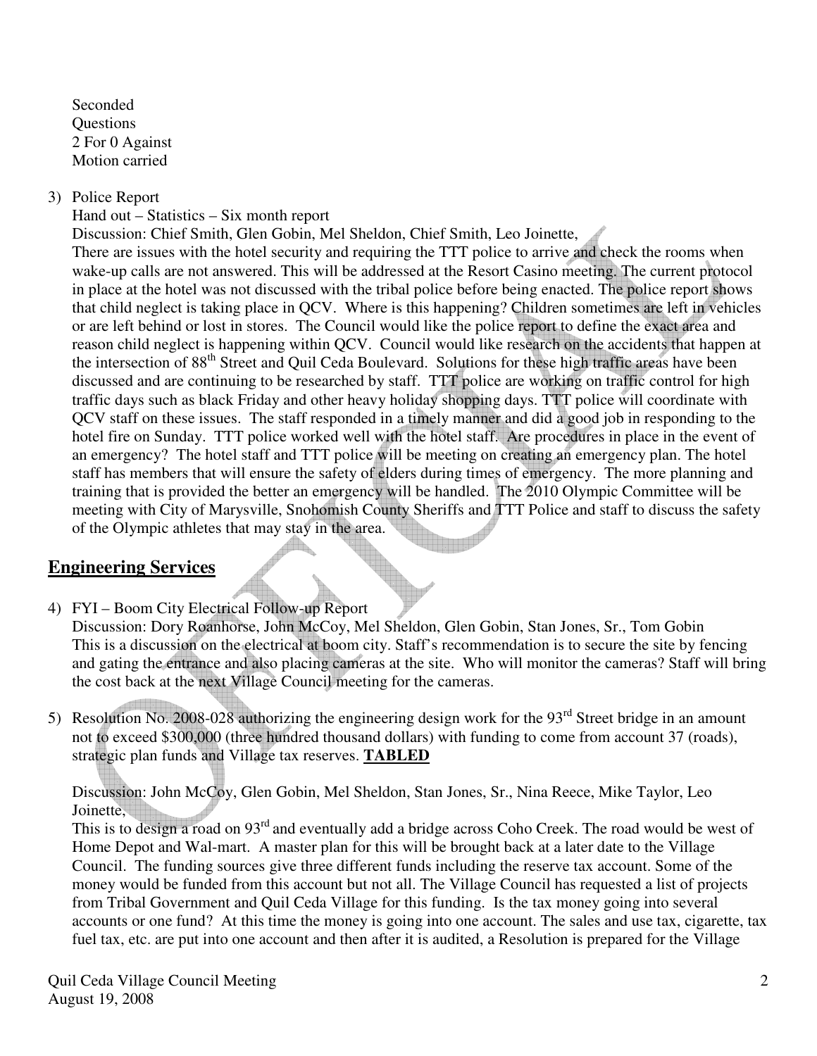Seconded
Questions
2 For 0 Against
Motion carried

3) Police Report
Hand out – Statistics – Six month report
Discussion: Chief Smith, Glen Gobin, Mel Sheldon, Chief Smith, Leo Joinette,
There are issues with the hotel security and requiring the TTT police to arrive and check the rooms when wake-up calls are not answered. This will be addressed at the Resort Casino meeting. The current protocol in place at the hotel was not discussed with the tribal police before being enacted. The police report shows that child neglect is taking place in QCV. Where is this happening? Children sometimes are left in vehicles or are left behind or lost in stores. The Council would like the police report to define the exact area and reason child neglect is happening within QCV. Council would like research on the accidents that happen at the intersection of 88th Street and Quil Ceda Boulevard. Solutions for these high traffic areas have been discussed and are continuing to be researched by staff. TTT police are working on traffic control for high traffic days such as black Friday and other heavy holiday shopping days. TTT police will coordinate with QCV staff on these issues. The staff responded in a timely manner and did a good job in responding to the hotel fire on Sunday. TTT police worked well with the hotel staff. Are procedures in place in the event of an emergency? The hotel staff and TTT police will be meeting on creating an emergency plan. The hotel staff has members that will ensure the safety of elders during times of emergency. The more planning and training that is provided the better an emergency will be handled. The 2010 Olympic Committee will be meeting with City of Marysville, Snohomish County Sheriffs and TTT Police and staff to discuss the safety of the Olympic athletes that may stay in the area.

## Engineering Services

4) FYI – Boom City Electrical Follow-up Report
Discussion: Dory Roanhorse, John McCoy, Mel Sheldon, Glen Gobin, Stan Jones, Sr., Tom Gobin
This is a discussion on the electrical at boom city. Staff's recommendation is to secure the site by fencing and gating the entrance and also placing cameras at the site. Who will monitor the cameras? Staff will bring the cost back at the next Village Council meeting for the cameras.

5) Resolution No. 2008-028 authorizing the engineering design work for the 93rd Street bridge in an amount not to exceed $300,000 (three hundred thousand dollars) with funding to come from account 37 (roads), strategic plan funds and Village tax reserves. **TABLED**

Discussion: John McCoy, Glen Gobin, Mel Sheldon, Stan Jones, Sr., Nina Reece, Mike Taylor, Leo Joinette,
This is to design a road on 93rd and eventually add a bridge across Coho Creek. The road would be west of Home Depot and Wal-mart. A master plan for this will be brought back at a later date to the Village Council. The funding sources give three different funds including the reserve tax account. Some of the money would be funded from this account but not all. The Village Council has requested a list of projects from Tribal Government and Quil Ceda Village for this funding. Is the tax money going into several accounts or one fund? At this time the money is going into one account. The sales and use tax, cigarette, tax fuel tax, etc. are put into one account and then after it is audited, a Resolution is prepared for the Village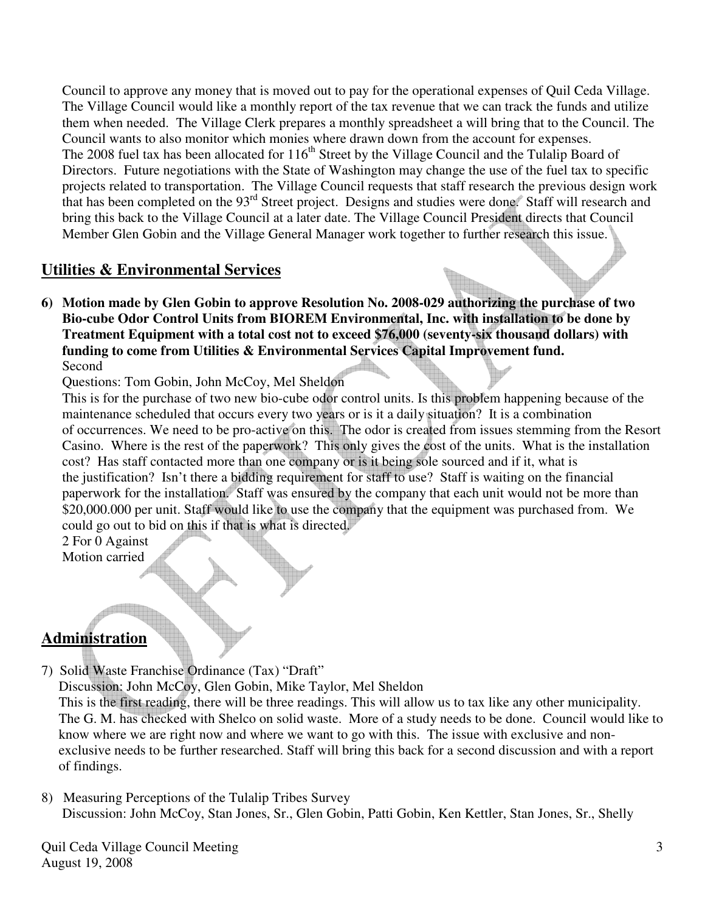Council to approve any money that is moved out to pay for the operational expenses of Quil Ceda Village. The Village Council would like a monthly report of the tax revenue that we can track the funds and utilize them when needed. The Village Clerk prepares a monthly spreadsheet a will bring that to the Council. The Council wants to also monitor which monies where drawn down from the account for expenses.
The 2008 fuel tax has been allocated for 116th Street by the Village Council and the Tulalip Board of Directors. Future negotiations with the State of Washington may change the use of the fuel tax to specific projects related to transportation. The Village Council requests that staff research the previous design work that has been completed on the 93rd Street project. Designs and studies were done. Staff will research and bring this back to the Village Council at a later date. The Village Council President directs that Council Member Glen Gobin and the Village General Manager work together to further research this issue.

## Utilities & Environmental Services

6) **Motion made by Glen Gobin to approve Resolution No. 2008-029 authorizing the purchase of two Bio-cube Odor Control Units from BIOREM Environmental, Inc. with installation to be done by Treatment Equipment with a total cost not to exceed $76,000 (seventy-six thousand dollars) with funding to come from Utilities & Environmental Services Capital Improvement fund.**
Second
Questions: Tom Gobin, John McCoy, Mel Sheldon
This is for the purchase of two new bio-cube odor control units. Is this problem happening because of the maintenance scheduled that occurs every two years or is it a daily situation? It is a combination of occurrences. We need to be pro-active on this. The odor is created from issues stemming from the Resort Casino. Where is the rest of the paperwork? This only gives the cost of the units. What is the installation cost? Has staff contacted more than one company or is it being sole sourced and if it, what is the justification? Isn't there a bidding requirement for staff to use? Staff is waiting on the financial paperwork for the installation. Staff was ensured by the company that each unit would not be more than $20,000.000 per unit. Staff would like to use the company that the equipment was purchased from. We could go out to bid on this if that is what is directed.
2 For 0 Against
Motion carried

## Administration

7) Solid Waste Franchise Ordinance (Tax) "Draft"
Discussion: John McCoy, Glen Gobin, Mike Taylor, Mel Sheldon
This is the first reading, there will be three readings. This will allow us to tax like any other municipality. The G. M. has checked with Shelco on solid waste. More of a study needs to be done. Council would like to know where we are right now and where we want to go with this. The issue with exclusive and non-exclusive needs to be further researched. Staff will bring this back for a second discussion and with a report of findings.

8) Measuring Perceptions of the Tulalip Tribes Survey
Discussion: John McCoy, Stan Jones, Sr., Glen Gobin, Patti Gobin, Ken Kettler, Stan Jones, Sr., Shelly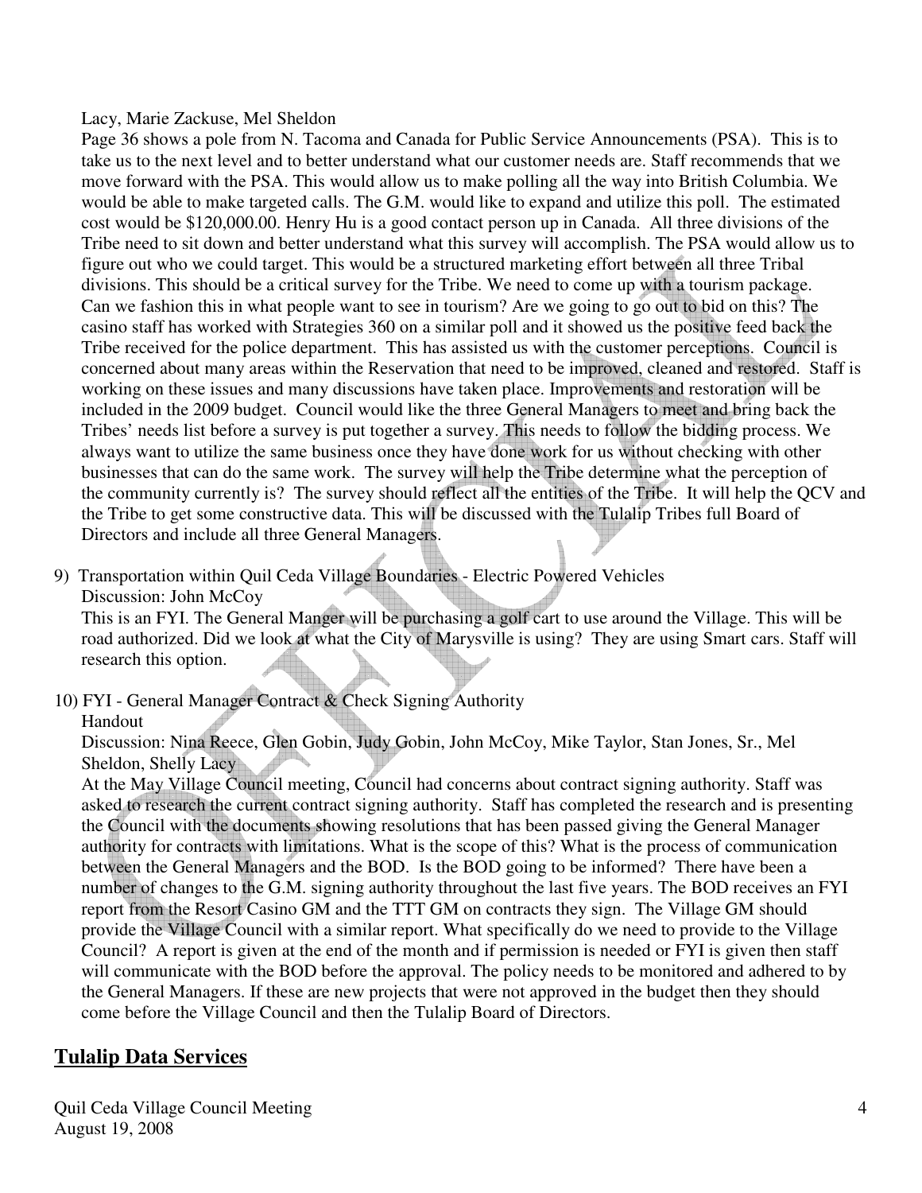Lacy, Marie Zackuse, Mel Sheldon

Page 36 shows a pole from N. Tacoma and Canada for Public Service Announcements (PSA). This is to take us to the next level and to better understand what our customer needs are. Staff recommends that we move forward with the PSA. This would allow us to make polling all the way into British Columbia. We would be able to make targeted calls. The G.M. would like to expand and utilize this poll. The estimated cost would be $120,000.00. Henry Hu is a good contact person up in Canada. All three divisions of the Tribe need to sit down and better understand what this survey will accomplish. The PSA would allow us to figure out who we could target. This would be a structured marketing effort between all three Tribal divisions. This should be a critical survey for the Tribe. We need to come up with a tourism package. Can we fashion this in what people want to see in tourism? Are we going to go out to bid on this? The casino staff has worked with Strategies 360 on a similar poll and it showed us the positive feed back the Tribe received for the police department. This has assisted us with the customer perceptions. Council is concerned about many areas within the Reservation that need to be improved, cleaned and restored. Staff is working on these issues and many discussions have taken place. Improvements and restoration will be included in the 2009 budget. Council would like the three General Managers to meet and bring back the Tribes' needs list before a survey is put together a survey. This needs to follow the bidding process. We always want to utilize the same business once they have done work for us without checking with other businesses that can do the same work. The survey will help the Tribe determine what the perception of the community currently is? The survey should reflect all the entities of the Tribe. It will help the QCV and the Tribe to get some constructive data. This will be discussed with the Tulalip Tribes full Board of Directors and include all three General Managers.

9) Transportation within Quil Ceda Village Boundaries - Electric Powered Vehicles
   Discussion: John McCoy
   This is an FYI. The General Manger will be purchasing a golf cart to use around the Village. This will be road authorized. Did we look at what the City of Marysville is using? They are using Smart cars. Staff will research this option.

10) FYI - General Manager Contract & Check Signing Authority
    Handout
    Discussion: Nina Reece, Glen Gobin, Judy Gobin, John McCoy, Mike Taylor, Stan Jones, Sr., Mel Sheldon, Shelly Lacy
    At the May Village Council meeting, Council had concerns about contract signing authority. Staff was asked to research the current contract signing authority. Staff has completed the research and is presenting the Council with the documents showing resolutions that has been passed giving the General Manager authority for contracts with limitations. What is the scope of this? What is the process of communication between the General Managers and the BOD. Is the BOD going to be informed? There have been a number of changes to the G.M. signing authority throughout the last five years. The BOD receives an FYI report from the Resort Casino GM and the TTT GM on contracts they sign. The Village GM should provide the Village Council with a similar report. What specifically do we need to provide to the Village Council? A report is given at the end of the month and if permission is needed or FYI is given then staff will communicate with the BOD before the approval. The policy needs to be monitored and adhered to by the General Managers. If these are new projects that were not approved in the budget then they should come before the Village Council and then the Tulalip Board of Directors.

## Tulalip Data Services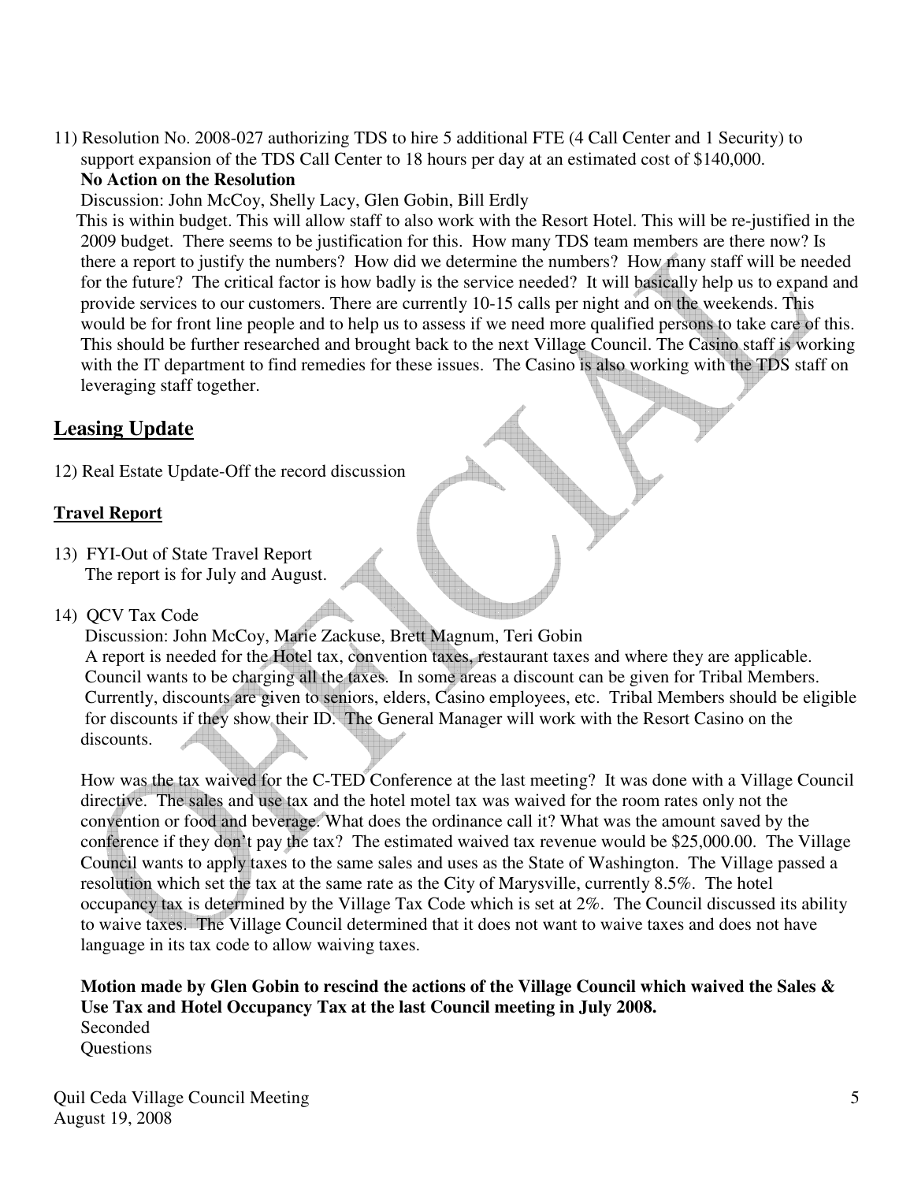11) Resolution No. 2008-027 authorizing TDS to hire 5 additional FTE (4 Call Center and 1 Security) to support expansion of the TDS Call Center to 18 hours per day at an estimated cost of $140,000.

**No Action on the Resolution**

Discussion: John McCoy, Shelly Lacy, Glen Gobin, Bill Erdly

This is within budget. This will allow staff to also work with the Resort Hotel. This will be re-justified in the 2009 budget. There seems to be justification for this. How many TDS team members are there now? Is there a report to justify the numbers? How did we determine the numbers? How many staff will be needed for the future? The critical factor is how badly is the service needed? It will basically help us to expand and provide services to our customers. There are currently 10-15 calls per night and on the weekends. This would be for front line people and to help us to assess if we need more qualified persons to take care of this. This should be further researched and brought back to the next Village Council. The Casino staff is working with the IT department to find remedies for these issues. The Casino is also working with the TDS staff on leveraging staff together.

## Leasing Update

12) Real Estate Update-Off the record discussion

### Travel Report

13) FYI-Out of State Travel Report
The report is for July and August.

14) QCV Tax Code

Discussion: John McCoy, Marie Zackuse, Brett Magnum, Teri Gobin

A report is needed for the Hotel tax, convention taxes, restaurant taxes and where they are applicable. Council wants to be charging all the taxes. In some areas a discount can be given for Tribal Members. Currently, discounts are given to seniors, elders, Casino employees, etc. Tribal Members should be eligible for discounts if they show their ID. The General Manager will work with the Resort Casino on the discounts.

How was the tax waived for the C-TED Conference at the last meeting? It was done with a Village Council directive. The sales and use tax and the hotel motel tax was waived for the room rates only not the convention or food and beverage. What does the ordinance call it? What was the amount saved by the conference if they don't pay the tax? The estimated waived tax revenue would be $25,000.00. The Village Council wants to apply taxes to the same sales and uses as the State of Washington. The Village passed a resolution which set the tax at the same rate as the City of Marysville, currently 8.5%. The hotel occupancy tax is determined by the Village Tax Code which is set at 2%. The Council discussed its ability to waive taxes. The Village Council determined that it does not want to waive taxes and does not have language in its tax code to allow waiving taxes.

**Motion made by Glen Gobin to rescind the actions of the Village Council which waived the Sales & Use Tax and Hotel Occupancy Tax at the last Council meeting in July 2008.**

Seconded

Questions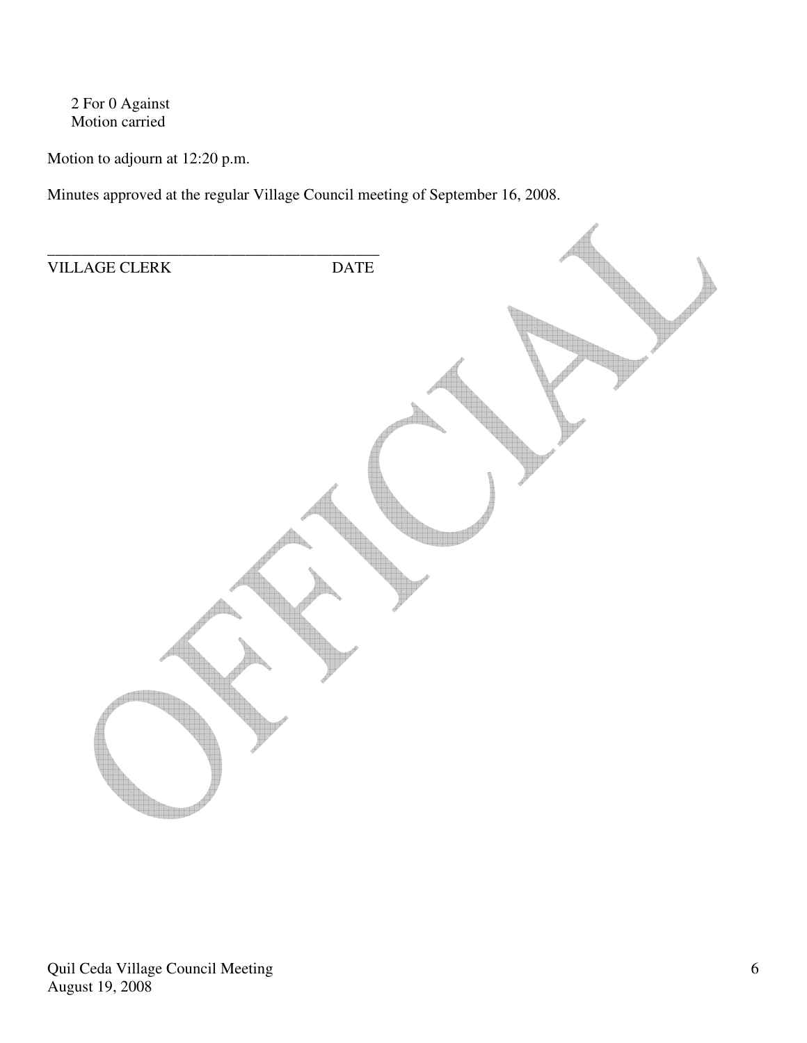2 For 0 Against
Motion carried

Motion to adjourn at 12:20 p.m.

Minutes approved at the regular Village Council meeting of September 16, 2008.

\_\_\_\_\_\_\_\_\_\_\_\_\_\_\_\_\_\_\_\_\_\_\_\_\_\_\_\_\_\_\_\_\_\_\_\_\_\_\_\_\_\_\_\_

VILLAGE CLERK DATE